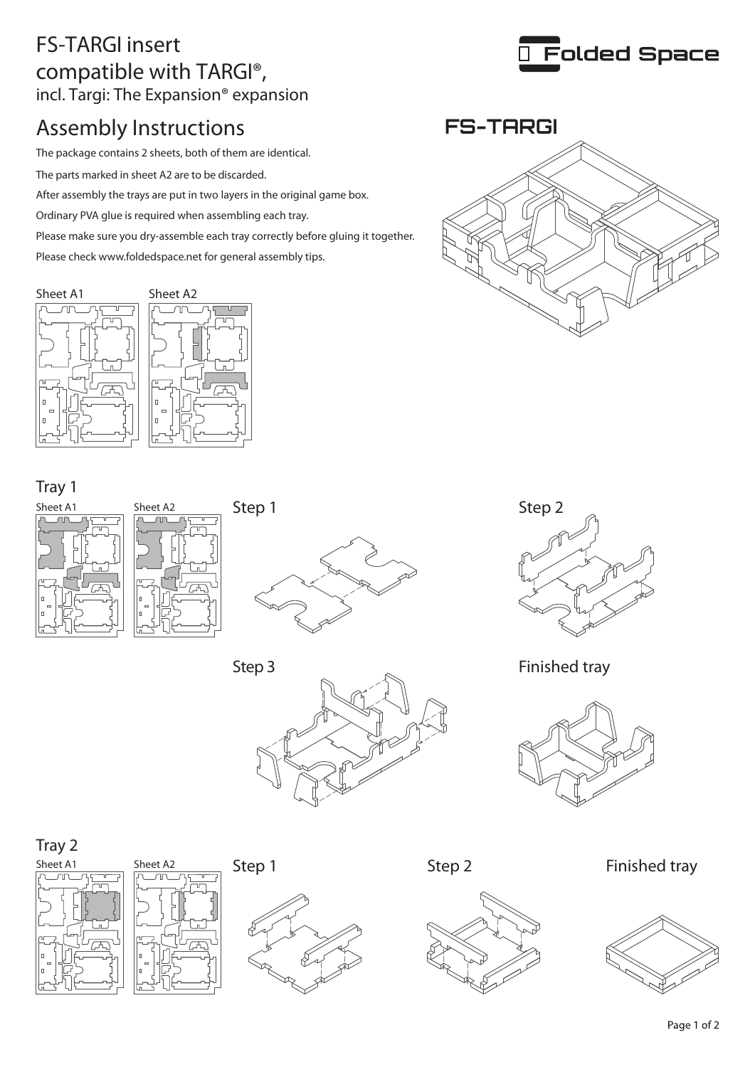# FS-TARGI insert compatible with TARGI®, incl. Targi: The Expansion® expansion

Folded Space

## Assembly Instructions

FS-TARGI

The package contains 2 sheets, both of them are identical.

The parts marked in sheet A2 are to be discarded.

After assembly the trays are put in two layers in the original game box.

Ordinary PVA glue is required when assembling each tray.

Please make sure you dry-assemble each tray correctly before gluing it together.

Please check www.foldedspace.net for general assembly tips.

Sheet A1

Sheet A2

## Tray 1

Sheet A1

Sheet A2

Step 1

Step 2

Step 3

Finished tray

## Tray 2

Sheet A1

Sheet A2

Step 1

Step 2

Finished tray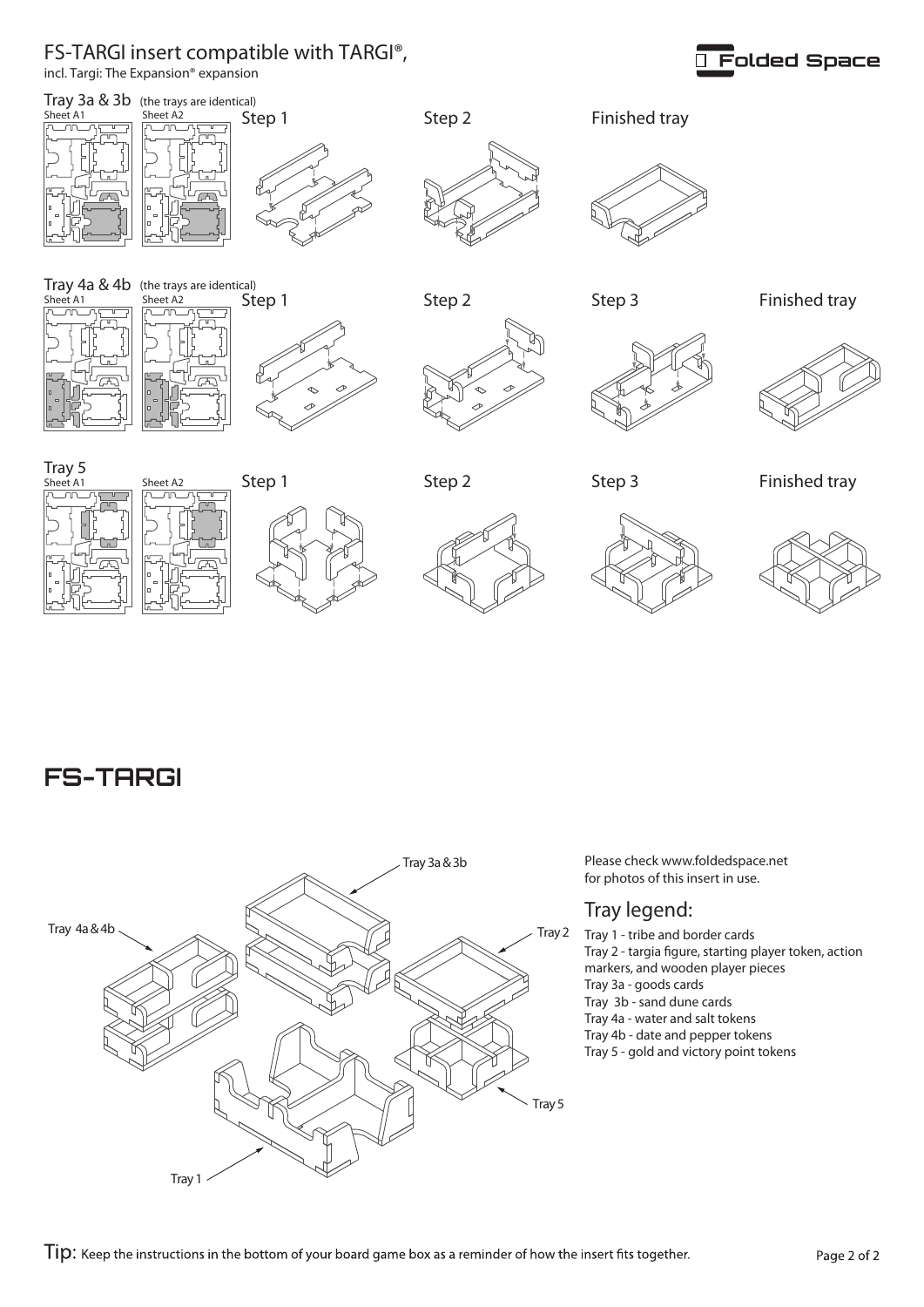# FS-TARGI insert compatible with TARGI®,

incl. Targi: The Expansion® expansion

Folded Space

## Tray 3a & 3b (the trays are identical)

Sheet A1 Sheet A2

Step 1

Step 2

Finished tray

## Tray 4a & 4b (the trays are identical)

Sheet A1 Sheet A2

Step 1

Step 2

Step 3

Finished tray

## Tray 5

Sheet A1 Sheet A2

Step 1

Step 2

Step 3

Finished tray

# FS-TARGI

Tray 3a & 3b

Tray 4a & 4b

Tray 2

Tray 5

Tray 1

Please check www.foldedspace.net for photos of this insert in use.

## Tray legend:

Tray 1 - tribe and border cards
Tray 2 - targia figure, starting player token, action markers, and wooden player pieces
Tray 3a - goods cards
Tray 3b - sand dune cards
Tray 4a - water and salt tokens
Tray 4b - date and pepper tokens
Tray 5 - gold and victory point tokens

Tip: Keep the instructions in the bottom of your board game box as a reminder of how the insert fits together.